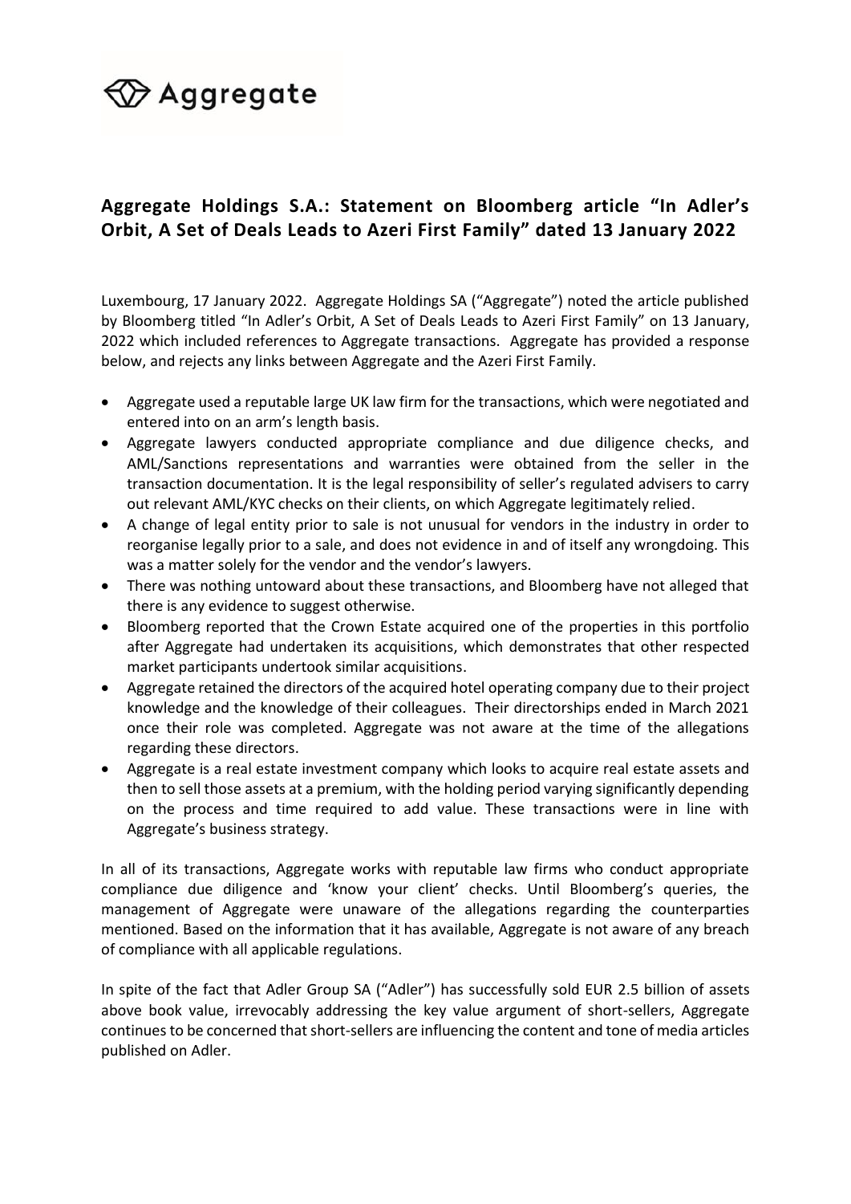Aggregate

## Aggregate Holdings S.A.: Statement on Bloomberg article "In Adler's Orbit, A Set of Deals Leads to Azeri First Family" dated 13 January 2022

Luxembourg, 17 January 2022. Aggregate Holdings SA ("Aggregate") noted the article published by Bloomberg titled "In Adler's Orbit, A Set of Deals Leads to Azeri First Family" on 13 January, 2022 which included references to Aggregate transactions. Aggregate has provided a response below, and rejects any links between Aggregate and the Azeri First Family.

- Aggregate used a reputable large UK law firm for the transactions, which were negotiated and entered into on an arm's length basis.
- Aggregate lawyers conducted appropriate compliance and due diligence checks, and AML/Sanctions representations and warranties were obtained from the seller in the transaction documentation. It is the legal responsibility of seller's regulated advisers to carry out relevant AML/KYC checks on their clients, on which Aggregate legitimately relied.
- A change of legal entity prior to sale is not unusual for vendors in the industry in order to reorganise legally prior to a sale, and does not evidence in and of itself any wrongdoing. This was a matter solely for the vendor and the vendor's lawyers.
- There was nothing untoward about these transactions, and Bloomberg have not alleged that there is any evidence to suggest otherwise.
- Bloomberg reported that the Crown Estate acquired one of the properties in this portfolio after Aggregate had undertaken its acquisitions, which demonstrates that other respected market participants undertook similar acquisitions.
- Aggregate retained the directors of the acquired hotel operating company due to their project knowledge and the knowledge of their colleagues. Their directorships ended in March 2021 once their role was completed. Aggregate was not aware at the time of the allegations regarding these directors.
- Aggregate is a real estate investment company which looks to acquire real estate assets and then to sell those assets at a premium, with the holding period varying significantly depending on the process and time required to add value. These transactions were in line with Aggregate's business strategy.

In all of its transactions, Aggregate works with reputable law firms who conduct appropriate compliance due diligence and 'know your client' checks. Until Bloomberg's queries, the management of Aggregate were unaware of the allegations regarding the counterparties mentioned. Based on the information that it has available, Aggregate is not aware of any breach of compliance with all applicable regulations.

In spite of the fact that Adler Group SA ("Adler") has successfully sold EUR 2.5 billion of assets above book value, irrevocably addressing the key value argument of short-sellers, Aggregate continues to be concerned that short-sellers are influencing the content and tone of media articles published on Adler.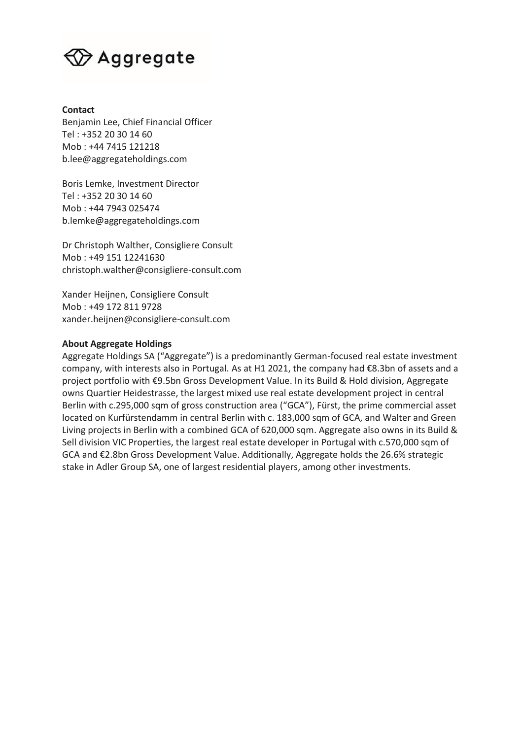**Contact**

Benjamin Lee, Chief Financial Officer
Tel : +352 20 30 14 60
Mob : +44 7415 121218
b.lee@aggregateholdings.com

Boris Lemke, Investment Director
Tel : +352 20 30 14 60
Mob : +44 7943 025474
b.lemke@aggregateholdings.com

Dr Christoph Walther, Consigliere Consult
Mob : +49 151 12241630
christoph.walther@consigliere-consult.com

Xander Heijnen, Consigliere Consult
Mob : +49 172 811 9728
xander.heijnen@consigliere-consult.com

**About Aggregate Holdings**

Aggregate Holdings SA ("Aggregate") is a predominantly German-focused real estate investment company, with interests also in Portugal. As at H1 2021, the company had €8.3bn of assets and a project portfolio with €9.5bn Gross Development Value. In its Build & Hold division, Aggregate owns Quartier Heidestrasse, the largest mixed use real estate development project in central Berlin with c.295,000 sqm of gross construction area ("GCA"), Fürst, the prime commercial asset located on Kurfürstendamm in central Berlin with c. 183,000 sqm of GCA, and Walter and Green Living projects in Berlin with a combined GCA of 620,000 sqm. Aggregate also owns in its Build & Sell division VIC Properties, the largest real estate developer in Portugal with c.570,000 sqm of GCA and €2.8bn Gross Development Value. Additionally, Aggregate holds the 26.6% strategic stake in Adler Group SA, one of largest residential players, among other investments.